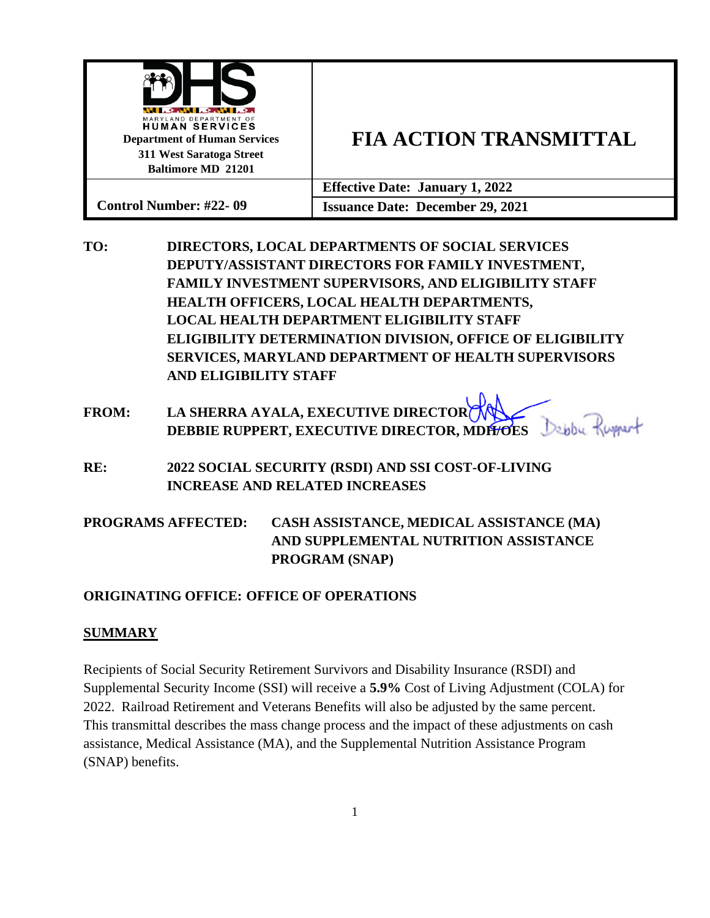| Department of Human Services<br>311 West Saratoga Street<br>Baltimore MD 21201 | **FIA ACTION TRANSMITTAL** |
| --- | --- |
| | **Effective Date: January 1, 2022** |
| **Control Number: #22- 09** | **Issuance Date: December 29, 2021** |

**TO:** DIRECTORS, LOCAL DEPARTMENTS OF SOCIAL SERVICES
DEPUTY/ASSISTANT DIRECTORS FOR FAMILY INVESTMENT,
FAMILY INVESTMENT SUPERVISORS, AND ELIGIBILITY STAFF
HEALTH OFFICERS, LOCAL HEALTH DEPARTMENTS,
LOCAL HEALTH DEPARTMENT ELIGIBILITY STAFF
ELIGIBILITY DETERMINATION DIVISION, OFFICE OF ELIGIBILITY SERVICES, MARYLAND DEPARTMENT OF HEALTH SUPERVISORS AND ELIGIBILITY STAFF

**FROM:** LA SHERRA AYALA, EXECUTIVE DIRECTOR
DEBBIE RUPPERT, EXECUTIVE DIRECTOR, MDH/OES

**RE:** 2022 SOCIAL SECURITY (RSDI) AND SSI COST-OF-LIVING INCREASE AND RELATED INCREASES

**PROGRAMS AFFECTED:** CASH ASSISTANCE, MEDICAL ASSISTANCE (MA) AND SUPPLEMENTAL NUTRITION ASSISTANCE PROGRAM (SNAP)

**ORIGINATING OFFICE: OFFICE OF OPERATIONS**

## SUMMARY

Recipients of Social Security Retirement Survivors and Disability Insurance (RSDI) and Supplemental Security Income (SSI) will receive a **5.9%** Cost of Living Adjustment (COLA) for 2022. Railroad Retirement and Veterans Benefits will also be adjusted by the same percent. This transmittal describes the mass change process and the impact of these adjustments on cash assistance, Medical Assistance (MA), and the Supplemental Nutrition Assistance Program (SNAP) benefits.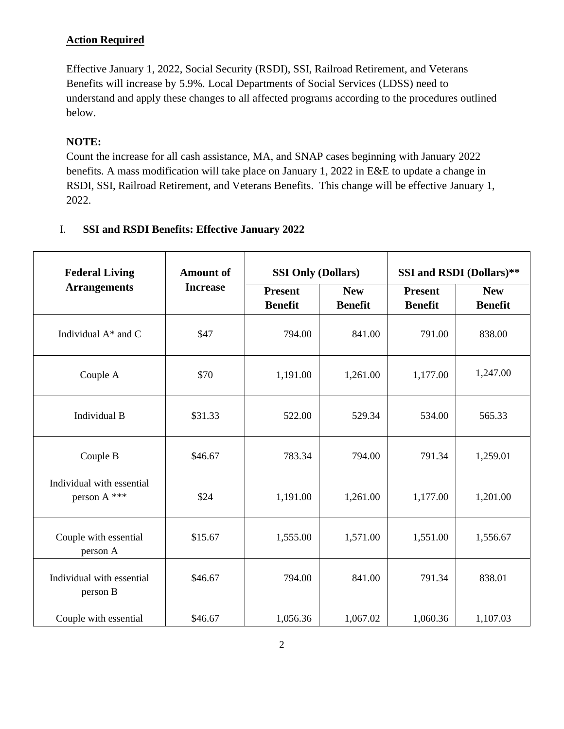**Action Required**

Effective January 1, 2022, Social Security (RSDI), SSI, Railroad Retirement, and Veterans Benefits will increase by 5.9%. Local Departments of Social Services (LDSS) need to understand and apply these changes to all affected programs according to the procedures outlined below.

**NOTE:**
Count the increase for all cash assistance, MA, and SNAP cases beginning with January 2022 benefits. A mass modification will take place on January 1, 2022 in E&E to update a change in RSDI, SSI, Railroad Retirement, and Veterans Benefits. This change will be effective January 1, 2022.

## I. SSI and RSDI Benefits: Effective January 2022

| Federal Living Arrangements | Amount of Increase | SSI Only (Dollars) | | SSI and RSDI (Dollars)** | |
|---|---|---|---|---|---|
| | | Present Benefit | New Benefit | Present Benefit | New Benefit |
| Individual A* and C | $47 | 794.00 | 841.00 | 791.00 | 838.00 |
| Couple A | $70 | 1,191.00 | 1,261.00 | 1,177.00 | 1,247.00 |
| Individual B | $31.33 | 522.00 | 529.34 | 534.00 | 565.33 |
| Couple B | $46.67 | 783.34 | 794.00 | 791.34 | 1,259.01 |
| Individual with essential person A *** | $24 | 1,191.00 | 1,261.00 | 1,177.00 | 1,201.00 |
| Couple with essential person A | $15.67 | 1,555.00 | 1,571.00 | 1,551.00 | 1,556.67 |
| Individual with essential person B | $46.67 | 794.00 | 841.00 | 791.34 | 838.01 |
| Couple with essential | $46.67 | 1,056.36 | 1,067.02 | 1,060.36 | 1,107.03 |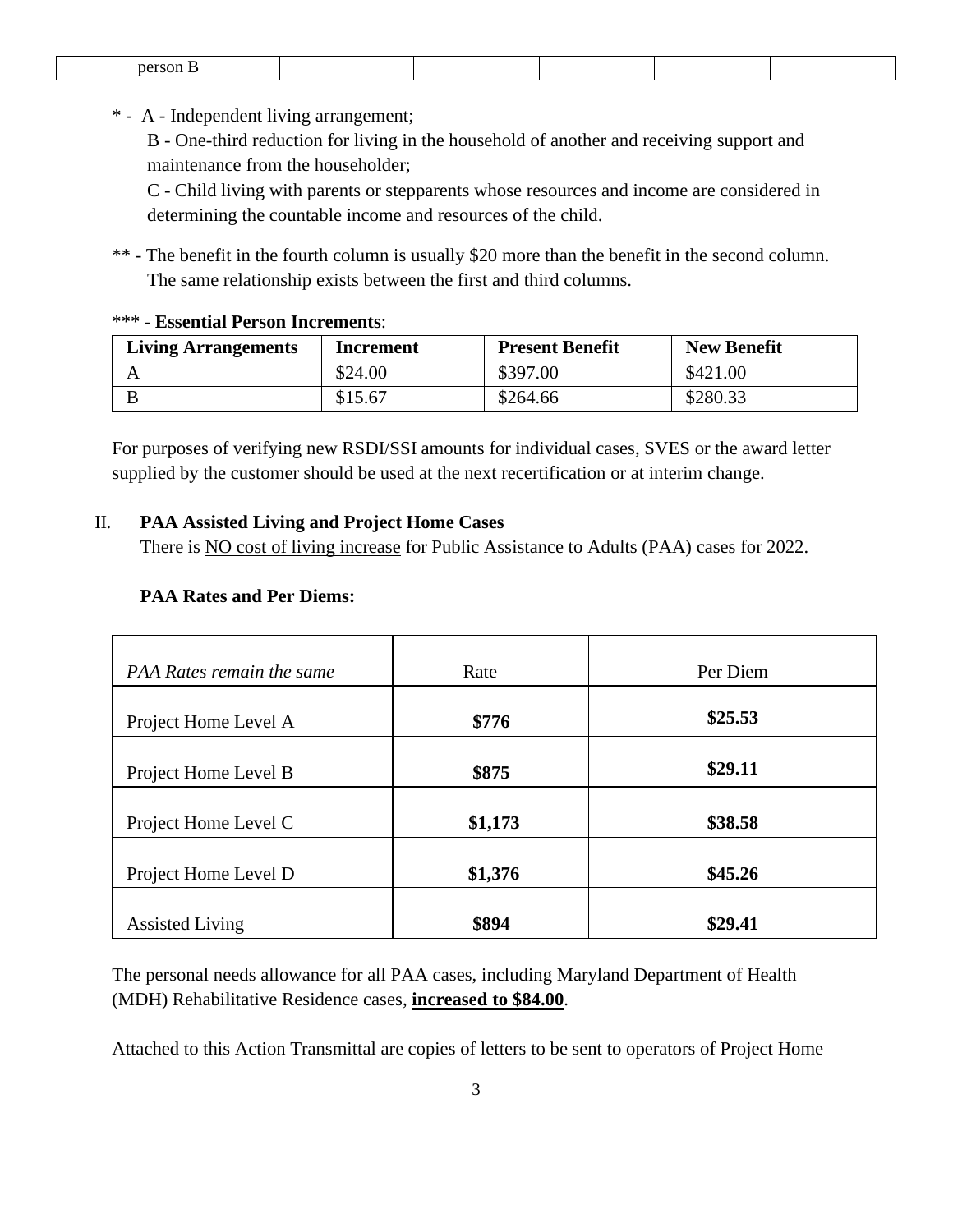| person B | | | | | |
|---|---|---|---|---|---|

\* - A - Independent living arrangement;
B - One-third reduction for living in the household of another and receiving support and maintenance from the householder;
C - Child living with parents or stepparents whose resources and income are considered in determining the countable income and resources of the child.

\** - The benefit in the fourth column is usually $20 more than the benefit in the second column. The same relationship exists between the first and third columns.

\*** - **Essential Person Increments**:

| Living Arrangements | Increment | Present Benefit | New Benefit |
|---|---|---|---|
| A | $24.00 | $397.00 | $421.00 |
| B | $15.67 | $264.66 | $280.33 |

For purposes of verifying new RSDI/SSI amounts for individual cases, SVES or the award letter supplied by the customer should be used at the next recertification or at interim change.

## II. PAA Assisted Living and Project Home Cases

There is NO cost of living increase for Public Assistance to Adults (PAA) cases for 2022.

**PAA Rates and Per Diems:**

| *PAA Rates remain the same* | Rate | Per Diem |
|---|---|---|
| Project Home Level A | **$776** | **$25.53** |
| Project Home Level B | **$875** | **$29.11** |
| Project Home Level C | **$1,173** | **$38.58** |
| Project Home Level D | **$1,376** | **$45.26** |
| Assisted Living | **$894** | **$29.41** |

The personal needs allowance for all PAA cases, including Maryland Department of Health (MDH) Rehabilitative Residence cases, **increased to $84.00**.

Attached to this Action Transmittal are copies of letters to be sent to operators of Project Home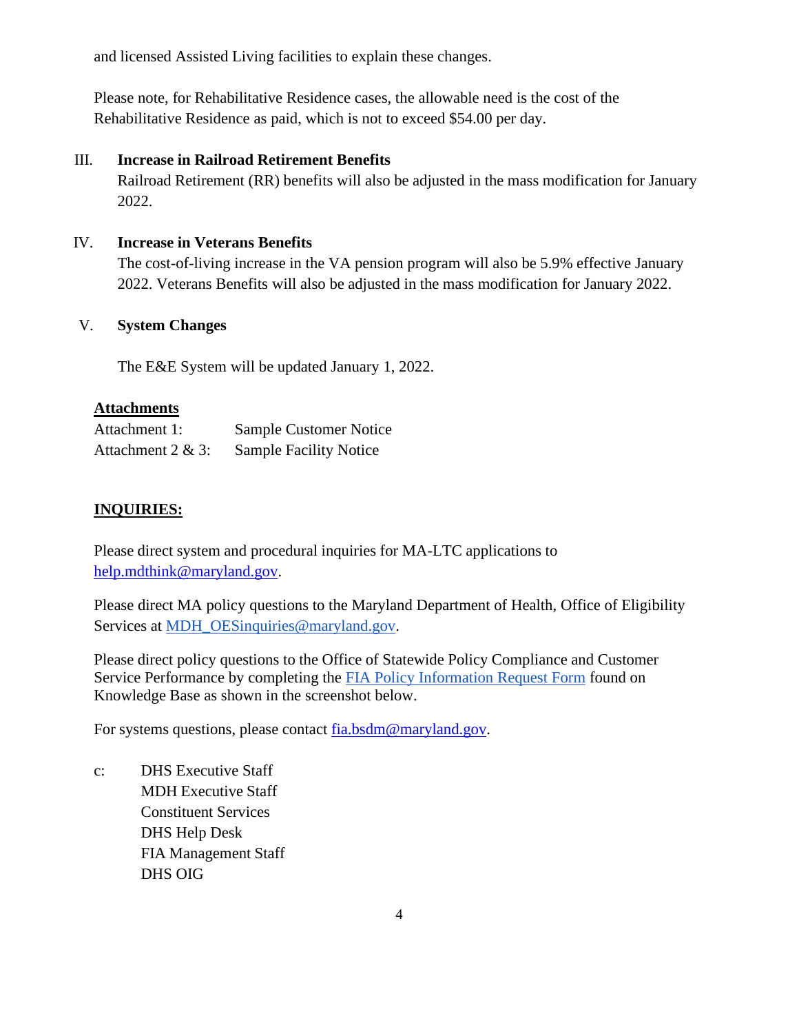and licensed Assisted Living facilities to explain these changes.

Please note, for Rehabilitative Residence cases, the allowable need is the cost of the Rehabilitative Residence as paid, which is not to exceed $54.00 per day.

III. **Increase in Railroad Retirement Benefits**

Railroad Retirement (RR) benefits will also be adjusted in the mass modification for January 2022.

IV. **Increase in Veterans Benefits**

The cost-of-living increase in the VA pension program will also be 5.9% effective January 2022. Veterans Benefits will also be adjusted in the mass modification for January 2022.

V. **System Changes**

The E&E System will be updated January 1, 2022.

**Attachments**

Attachment 1: Sample Customer Notice
Attachment 2 & 3: Sample Facility Notice

**INQUIRIES:**

Please direct system and procedural inquiries for MA-LTC applications to help.mdthink@maryland.gov.

Please direct MA policy questions to the Maryland Department of Health, Office of Eligibility Services at MDH_OESinquiries@maryland.gov.

Please direct policy questions to the Office of Statewide Policy Compliance and Customer Service Performance by completing the FIA Policy Information Request Form found on Knowledge Base as shown in the screenshot below.

For systems questions, please contact fia.bsdm@maryland.gov.

c: DHS Executive Staff
MDH Executive Staff
Constituent Services
DHS Help Desk
FIA Management Staff
DHS OIG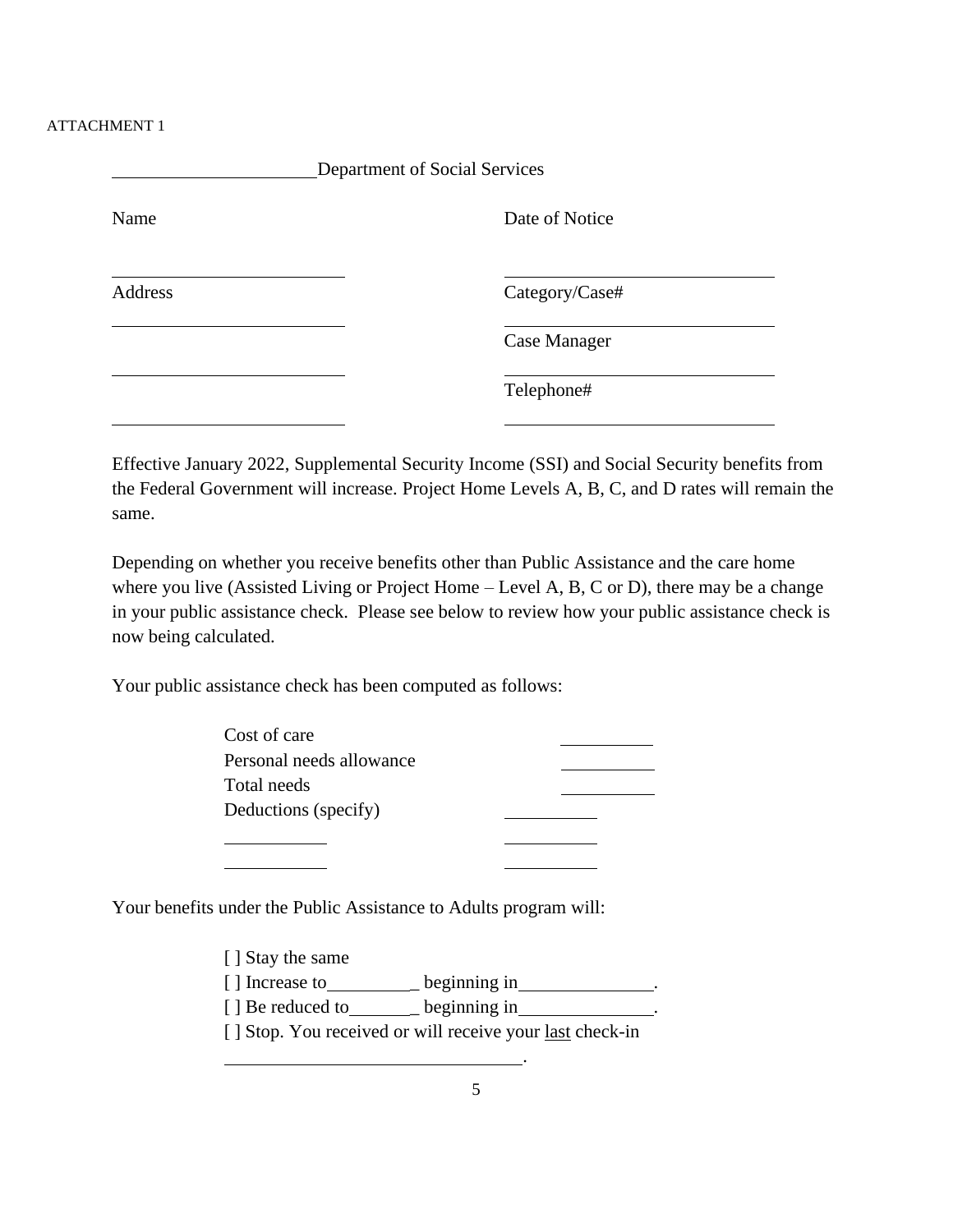ATTACHMENT 1

__________________ Department of Social Services

| Name | Date of Notice |
|---|---|
| __________________ | __________________ |
| Address | Category/Case# |
| __________________ | __________________ |
| | Case Manager |
| __________________ | __________________ |
| | Telephone# |
| __________________ | __________________ |

Effective January 2022, Supplemental Security Income (SSI) and Social Security benefits from the Federal Government will increase. Project Home Levels A, B, C, and D rates will remain the same.

Depending on whether you receive benefits other than Public Assistance and the care home where you live (Assisted Living or Project Home – Level A, B, C or D), there may be a change in your public assistance check. Please see below to review how your public assistance check is now being calculated.

Your public assistance check has been computed as follows:

| | | |
|---|---|---|
| Cost of care | | ________ |
| Personal needs allowance | | ________ |
| Total needs | | ________ |
| Deductions (specify) | ________ | |
| ________ | ________ | |
| ________ | ________ | |

Your benefits under the Public Assistance to Adults program will:

[ ] Stay the same
[ ] Increase to__________ beginning in______________.
[ ] Be reduced to________ beginning in______________.
[ ] Stop. You received or will receive your <u>last</u> check-in
______________________________.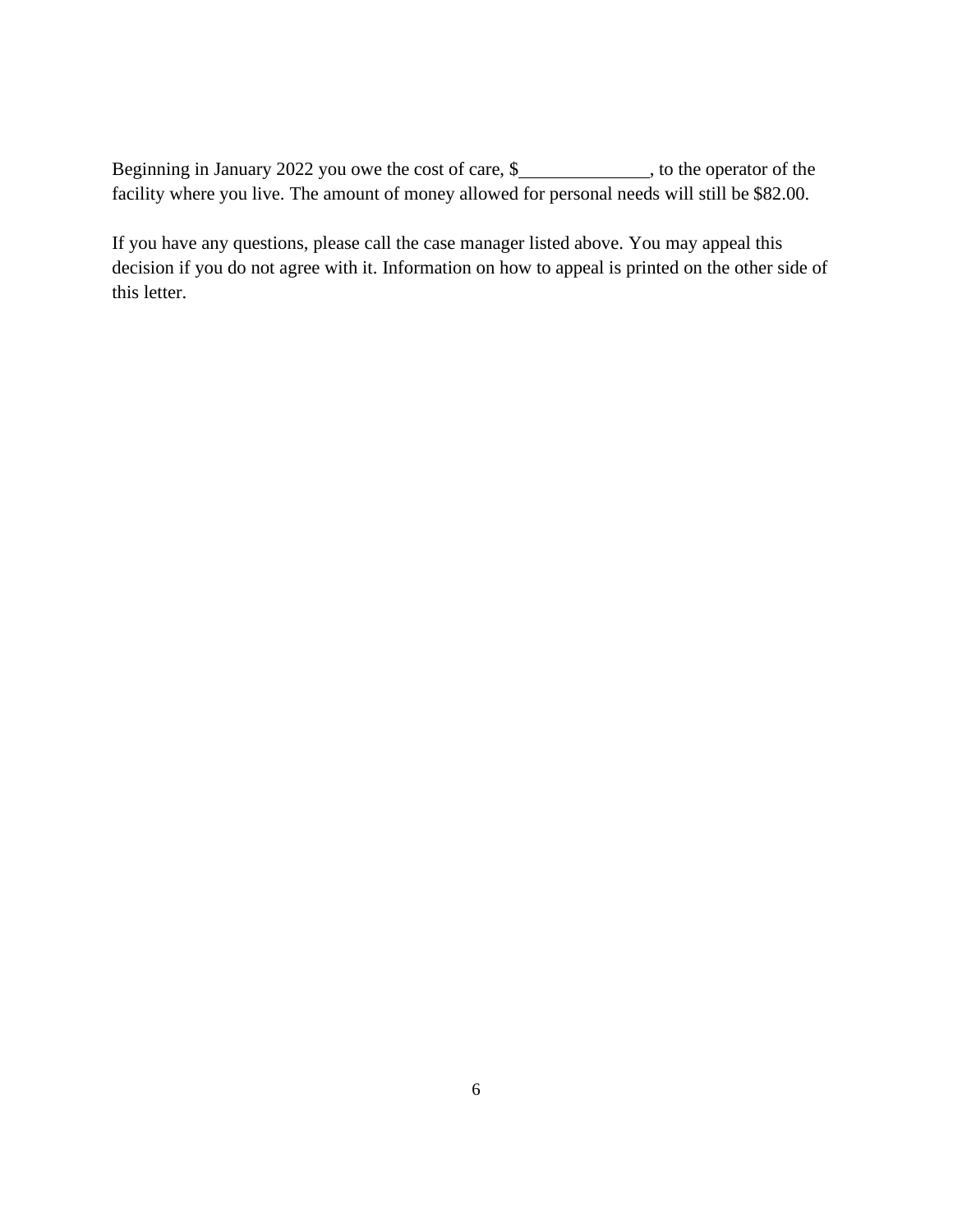Beginning in January 2022 you owe the cost of care, $______________, to the operator of the facility where you live. The amount of money allowed for personal needs will still be $82.00.

If you have any questions, please call the case manager listed above. You may appeal this decision if you do not agree with it. Information on how to appeal is printed on the other side of this letter.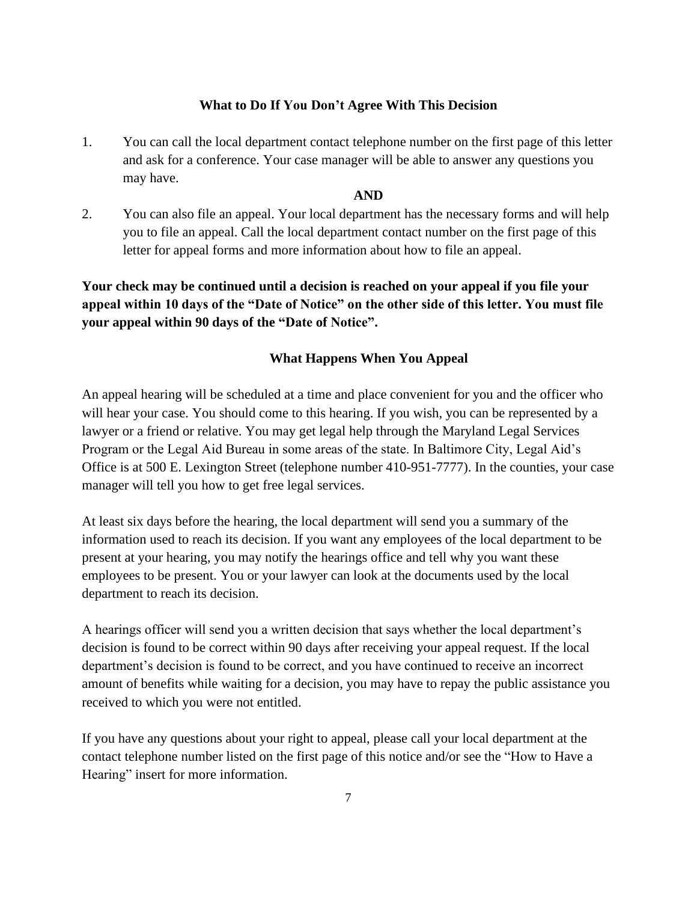## What to Do If You Don't Agree With This Decision

1. You can call the local department contact telephone number on the first page of this letter and ask for a conference. Your case manager will be able to answer any questions you may have.

**AND**

2. You can also file an appeal. Your local department has the necessary forms and will help you to file an appeal. Call the local department contact number on the first page of this letter for appeal forms and more information about how to file an appeal.

**Your check may be continued until a decision is reached on your appeal if you file your appeal within 10 days of the "Date of Notice" on the other side of this letter. You must file your appeal within 90 days of the "Date of Notice".**

## What Happens When You Appeal

An appeal hearing will be scheduled at a time and place convenient for you and the officer who will hear your case. You should come to this hearing. If you wish, you can be represented by a lawyer or a friend or relative. You may get legal help through the Maryland Legal Services Program or the Legal Aid Bureau in some areas of the state. In Baltimore City, Legal Aid's Office is at 500 E. Lexington Street (telephone number 410-951-7777). In the counties, your case manager will tell you how to get free legal services.

At least six days before the hearing, the local department will send you a summary of the information used to reach its decision. If you want any employees of the local department to be present at your hearing, you may notify the hearings office and tell why you want these employees to be present. You or your lawyer can look at the documents used by the local department to reach its decision.

A hearings officer will send you a written decision that says whether the local department's decision is found to be correct within 90 days after receiving your appeal request. If the local department's decision is found to be correct, and you have continued to receive an incorrect amount of benefits while waiting for a decision, you may have to repay the public assistance you received to which you were not entitled.

If you have any questions about your right to appeal, please call your local department at the contact telephone number listed on the first page of this notice and/or see the "How to Have a Hearing" insert for more information.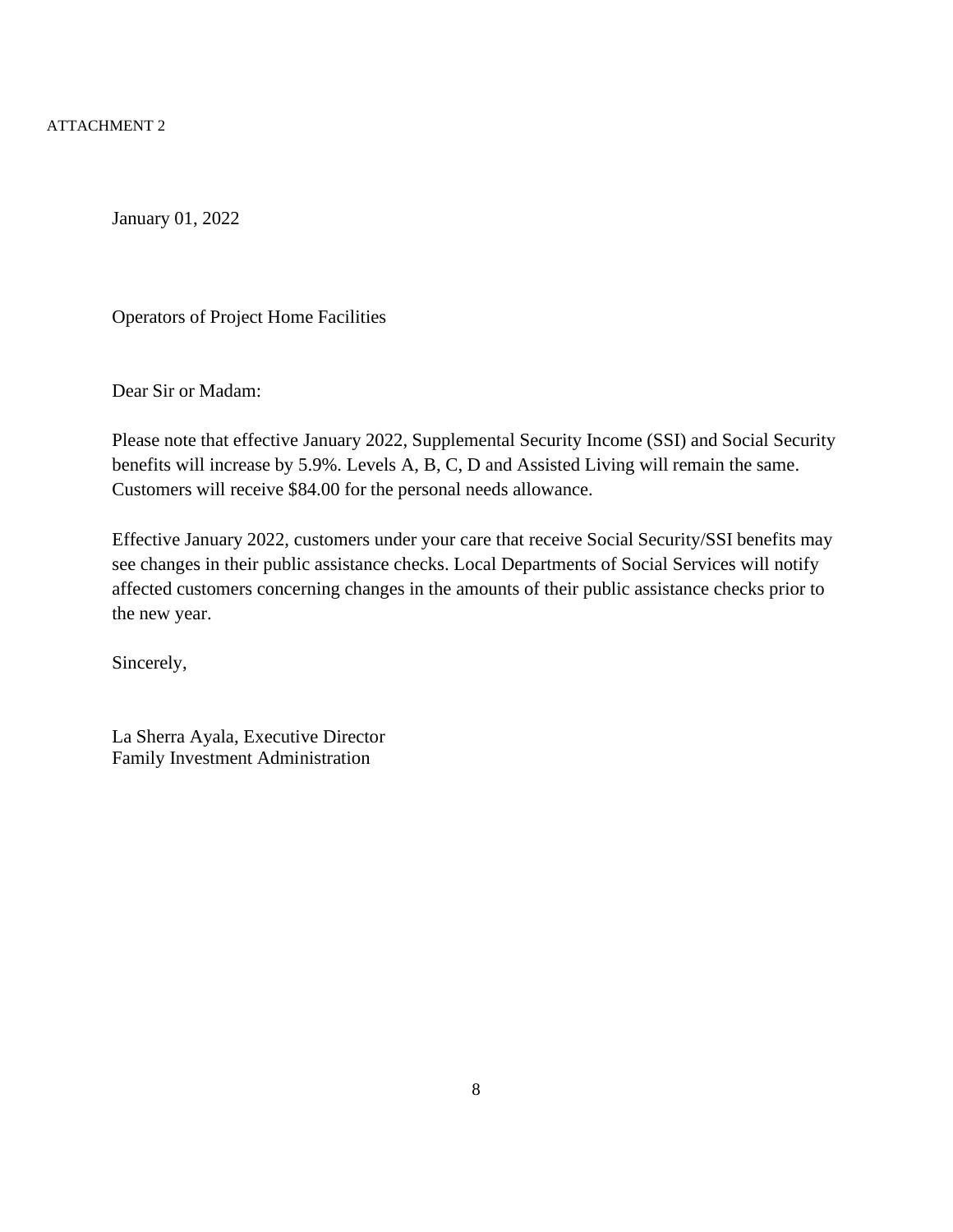ATTACHMENT 2

January 01, 2022

Operators of Project Home Facilities

Dear Sir or Madam:

Please note that effective January 2022, Supplemental Security Income (SSI) and Social Security benefits will increase by 5.9%. Levels A, B, C, D and Assisted Living will remain the same. Customers will receive $84.00 for the personal needs allowance.

Effective January 2022, customers under your care that receive Social Security/SSI benefits may see changes in their public assistance checks. Local Departments of Social Services will notify affected customers concerning changes in the amounts of their public assistance checks prior to the new year.

Sincerely,

La Sherra Ayala, Executive Director
Family Investment Administration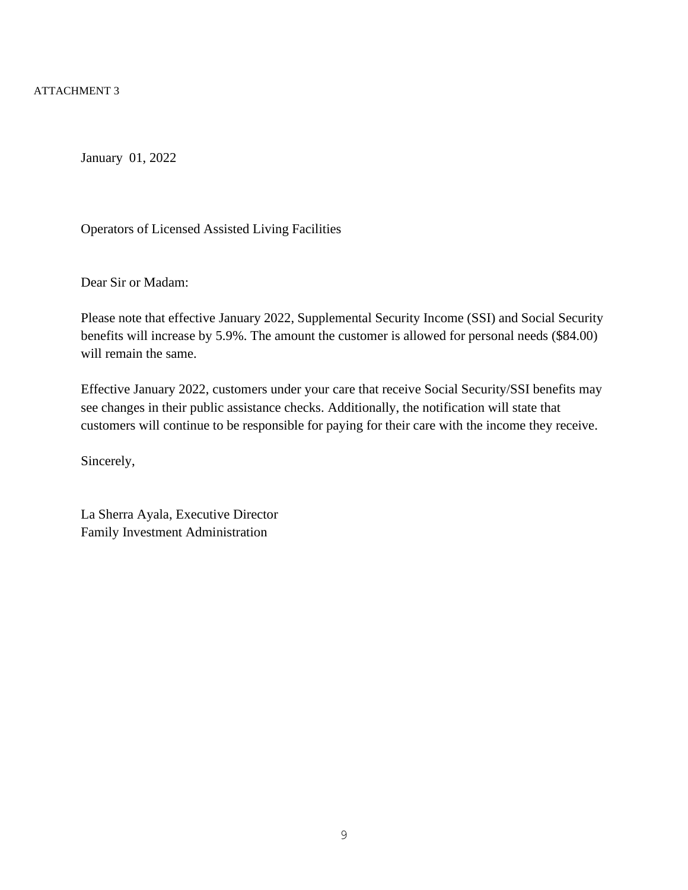ATTACHMENT 3

January 01, 2022

Operators of Licensed Assisted Living Facilities

Dear Sir or Madam:

Please note that effective January 2022, Supplemental Security Income (SSI) and Social Security benefits will increase by 5.9%. The amount the customer is allowed for personal needs ($84.00) will remain the same.

Effective January 2022, customers under your care that receive Social Security/SSI benefits may see changes in their public assistance checks. Additionally, the notification will state that customers will continue to be responsible for paying for their care with the income they receive.

Sincerely,

La Sherra Ayala, Executive Director
Family Investment Administration